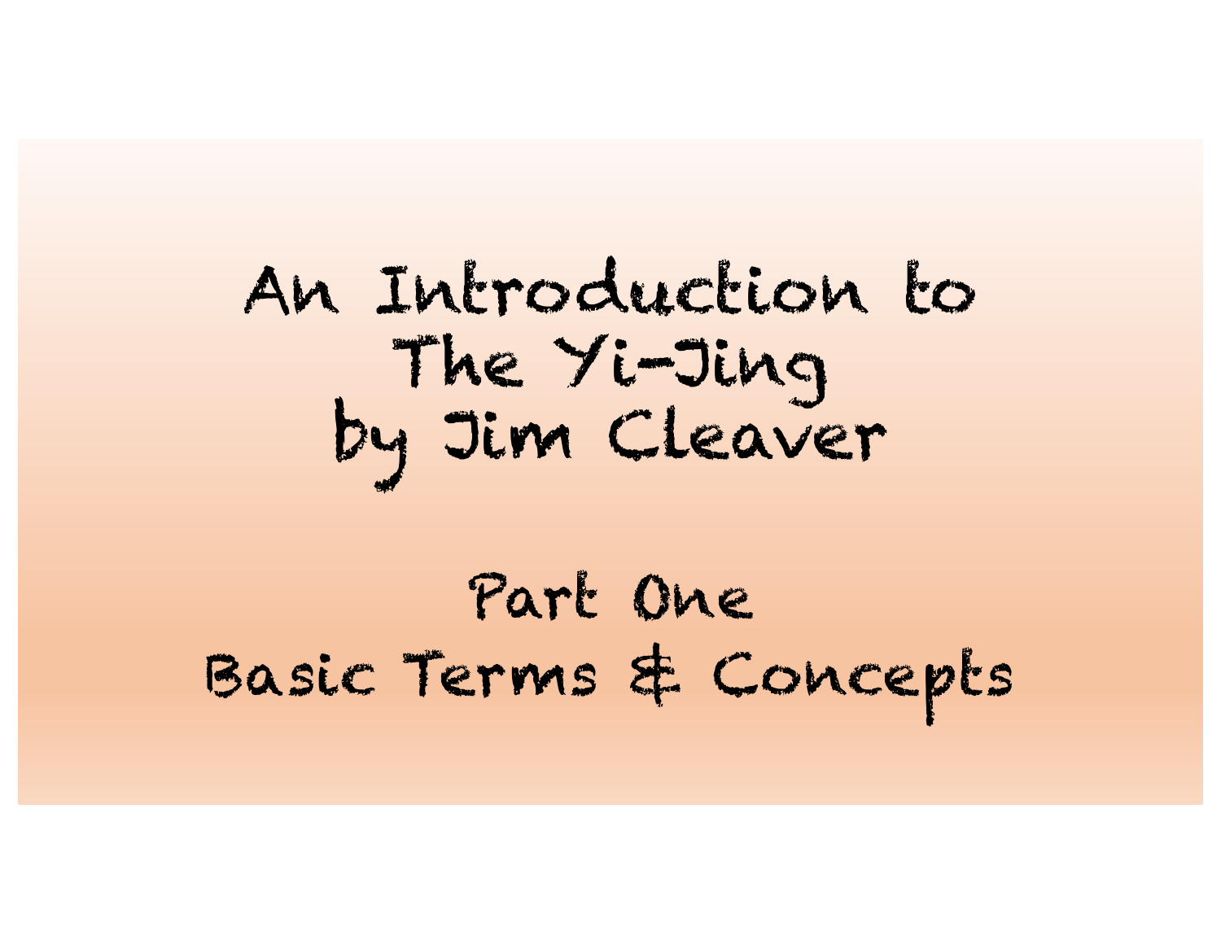# An Introduction to The Yi-Jing by Jim Cleaver

## Part One
## Basic Terms & Concepts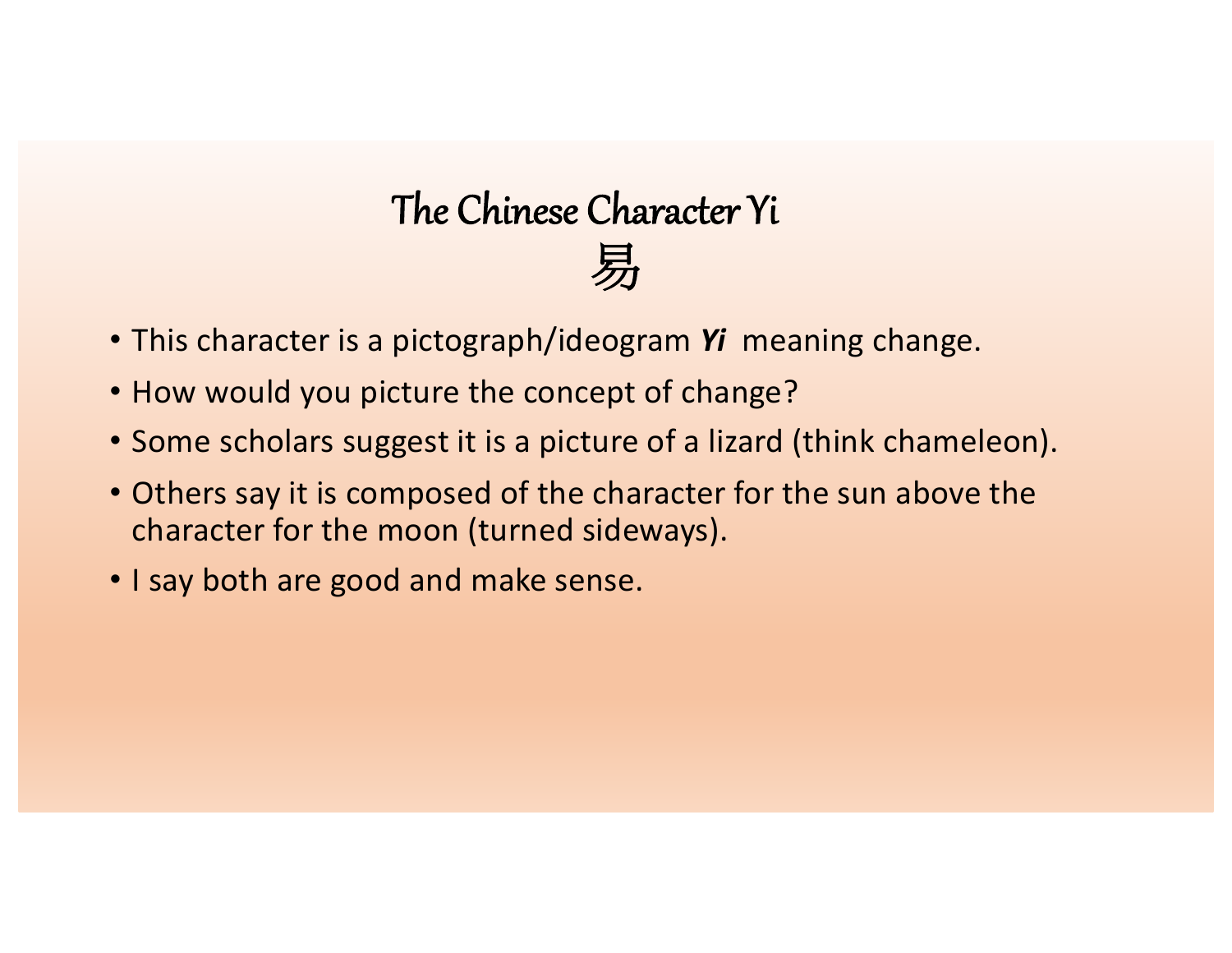# The Chinese Character Yi

# 易

- This character is a pictograph/ideogram ***Yi*** meaning change.
- How would you picture the concept of change?
- Some scholars suggest it is a picture of a lizard (think chameleon).
- Others say it is composed of the character for the sun above the character for the moon (turned sideways).
- I say both are good and make sense.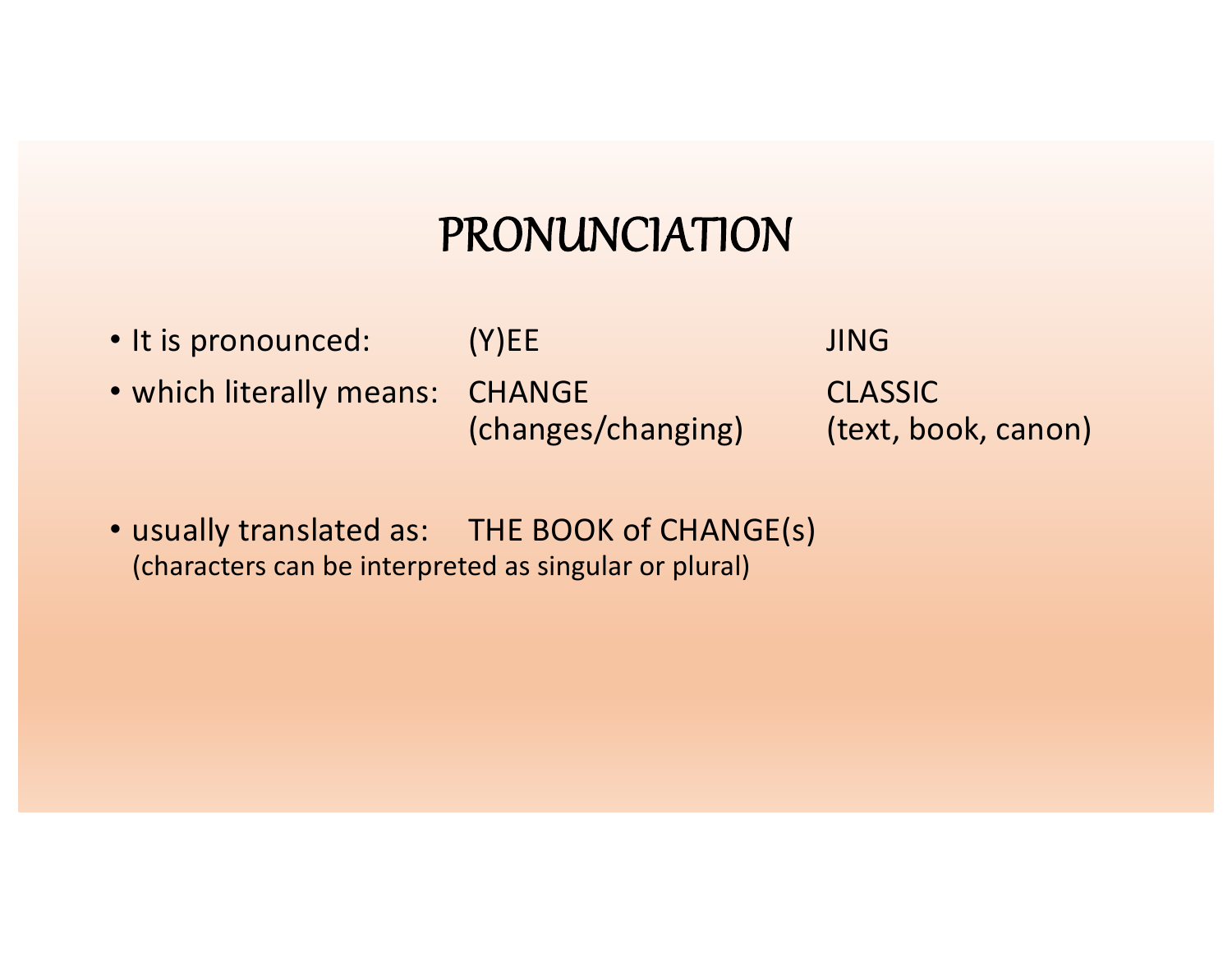# PRONUNCIATION

| | | |
|---|---|---|
| • It is pronounced: | (Y)EE | JING |
| • which literally means: | CHANGE<br>(changes/changing) | CLASSIC<br>(text, book, canon) |

- usually translated as: THE BOOK of CHANGE(s)
  (characters can be interpreted as singular or plural)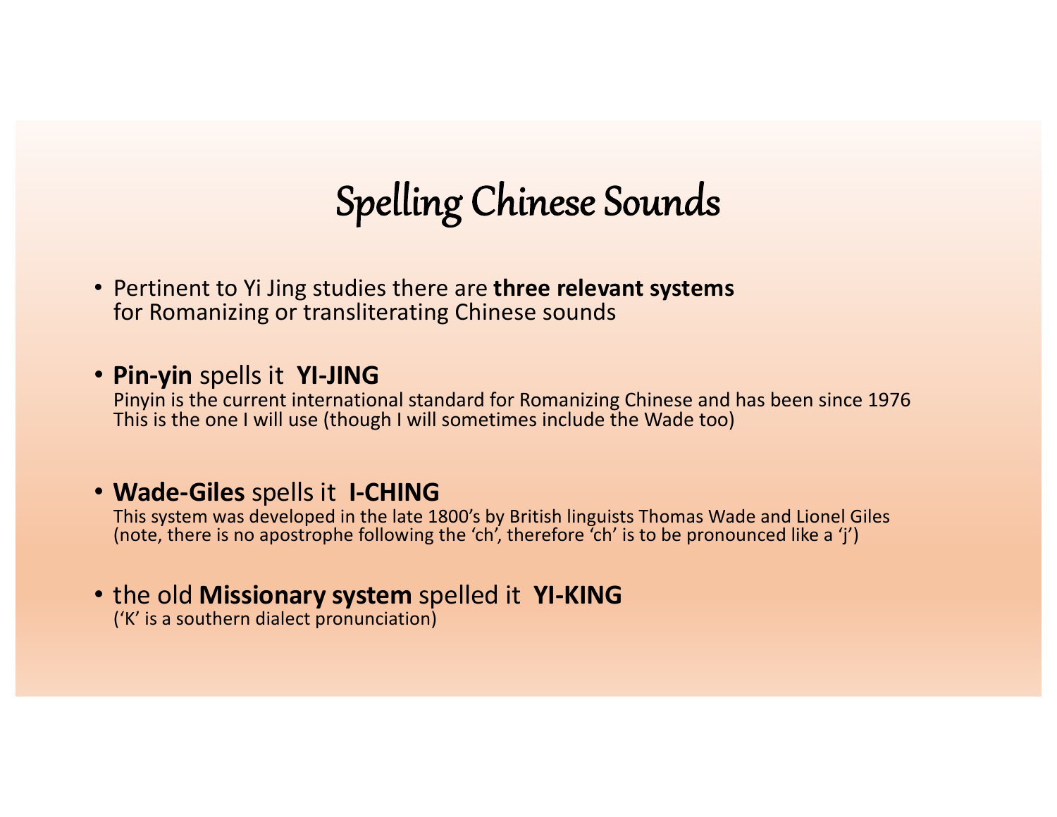# Spelling Chinese Sounds

- Pertinent to Yi Jing studies there are **three relevant systems** for Romanizing or transliterating Chinese sounds

- **Pin-yin** spells it **YI-JING**
  Pinyin is the current international standard for Romanizing Chinese and has been since 1976
  This is the one I will use (though I will sometimes include the Wade too)

- **Wade-Giles** spells it **I-CHING**
  This system was developed in the late 1800's by British linguists Thomas Wade and Lionel Giles
  (note, there is no apostrophe following the 'ch', therefore 'ch' is to be pronounced like a 'j')

- the old **Missionary system** spelled it **YI-KING**
  ('K' is a southern dialect pronunciation)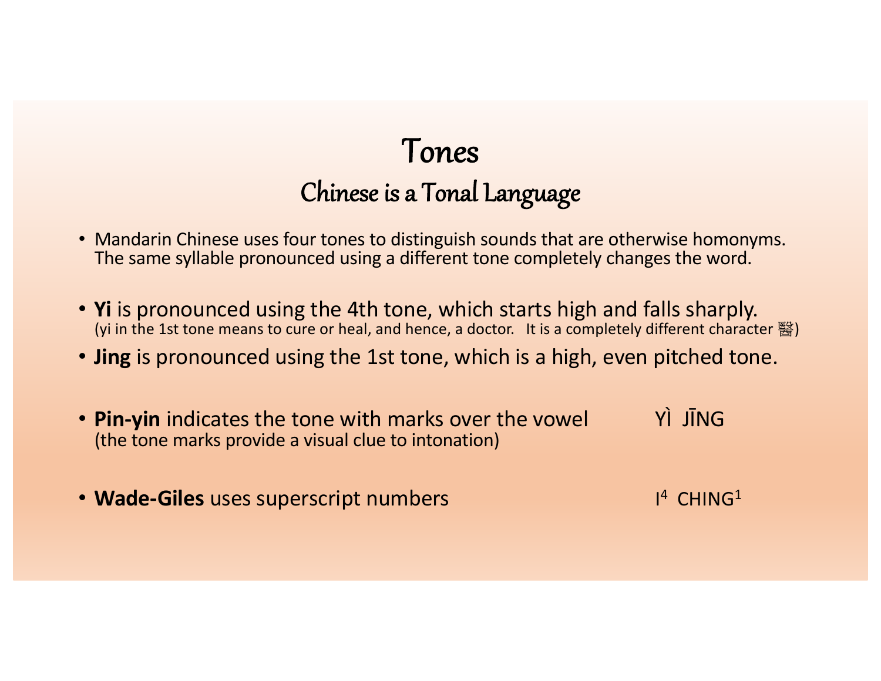# Tones

## Chinese is a Tonal Language

- Mandarin Chinese uses four tones to distinguish sounds that are otherwise homonyms. The same syllable pronounced using a different tone completely changes the word.

- **Yi** is pronounced using the 4th tone, which starts high and falls sharply.
  (yi in the 1st tone means to cure or heal, and hence, a doctor. It is a completely different character 醫)
- **Jing** is pronounced using the 1st tone, which is a high, even pitched tone.

- **Pin-yin** indicates the tone with marks over the vowel YÌ JĪNG
  (the tone marks provide a visual clue to intonation)

- **Wade-Giles** uses superscript numbers $I^4$ $CHING^1$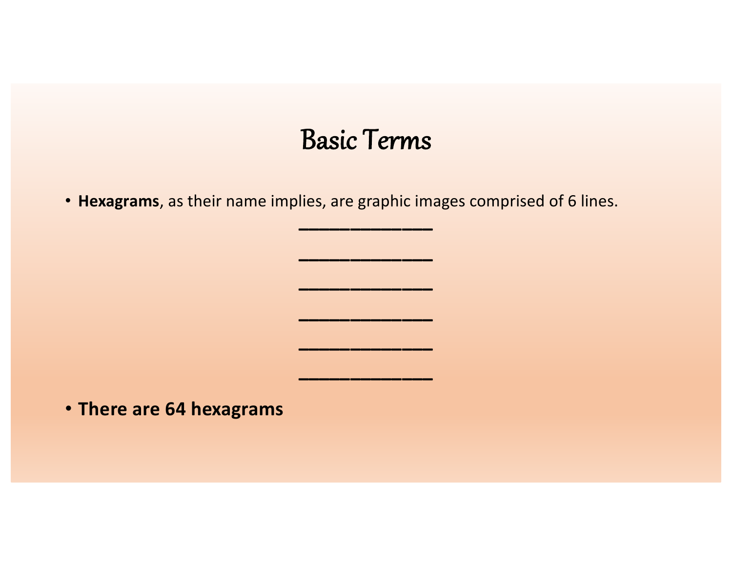# Basic Terms

- **Hexagrams**, as their name implies, are graphic images comprised of 6 lines.

_____________

_____________

_____________

_____________

_____________

_____________

- **There are 64 hexagrams**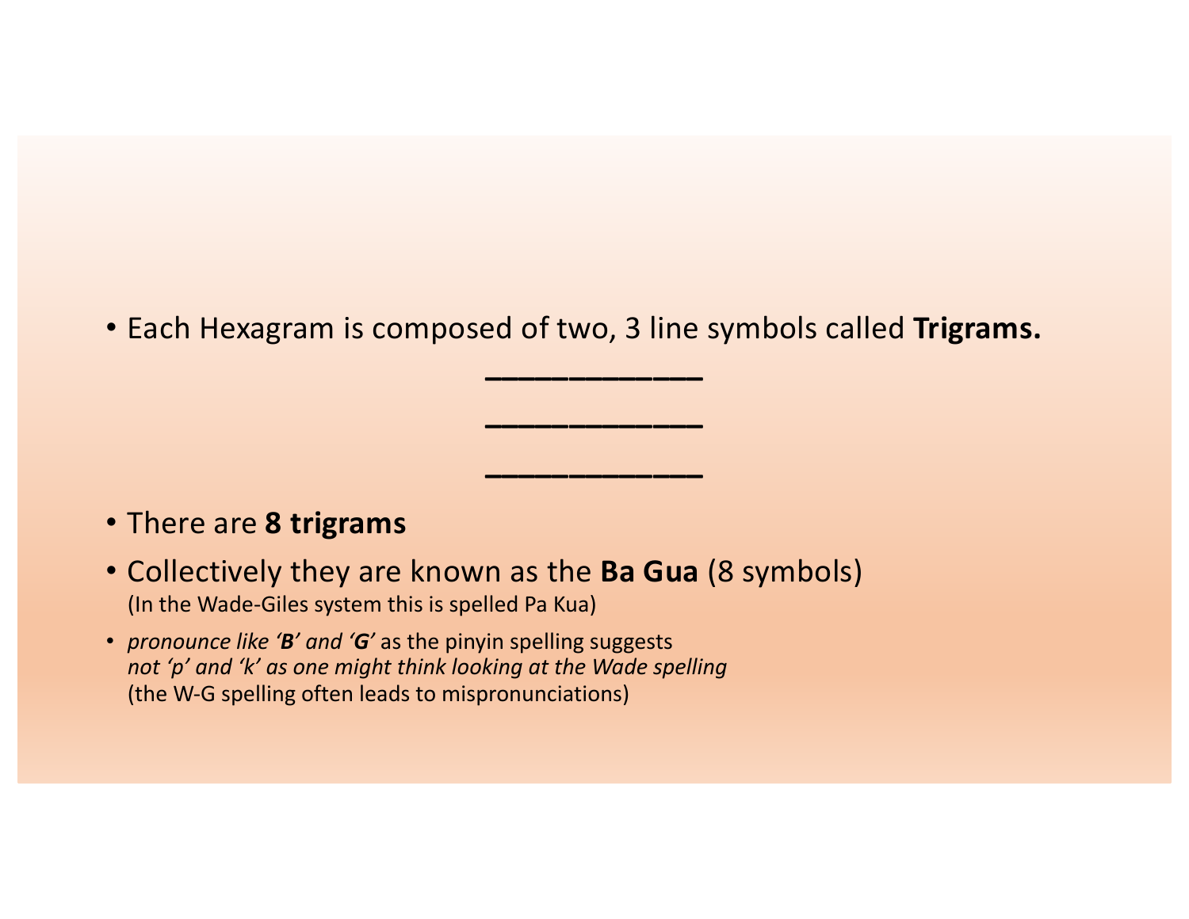- Each Hexagram is composed of two, 3 line symbols called **Trigrams.**

  ____________

  ____________

  ____________

- There are **8 trigrams**
- Collectively they are known as the **Ba Gua** (8 symbols)
  (In the Wade-Giles system this is spelled Pa Kua)
- *pronounce like '**B**' and '**G**'* as the pinyin spelling suggests
  *not 'p' and 'k' as one might think looking at the Wade spelling*
  (the W-G spelling often leads to mispronunciations)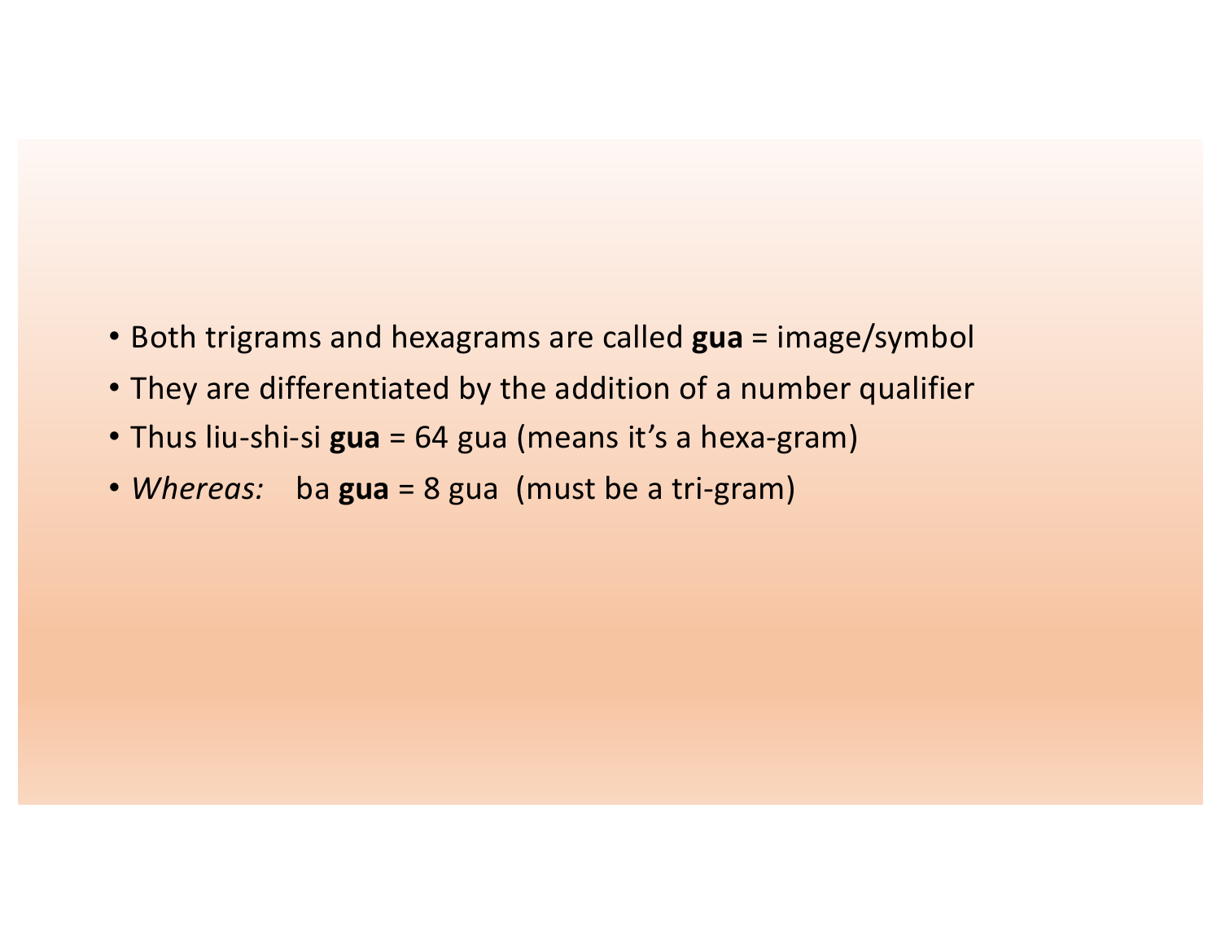- Both trigrams and hexagrams are called **gua** = image/symbol
- They are differentiated by the addition of a number qualifier
- Thus liu-shi-si **gua** = 64 gua (means it's a hexa-gram)
- *Whereas:* ba **gua** = 8 gua (must be a tri-gram)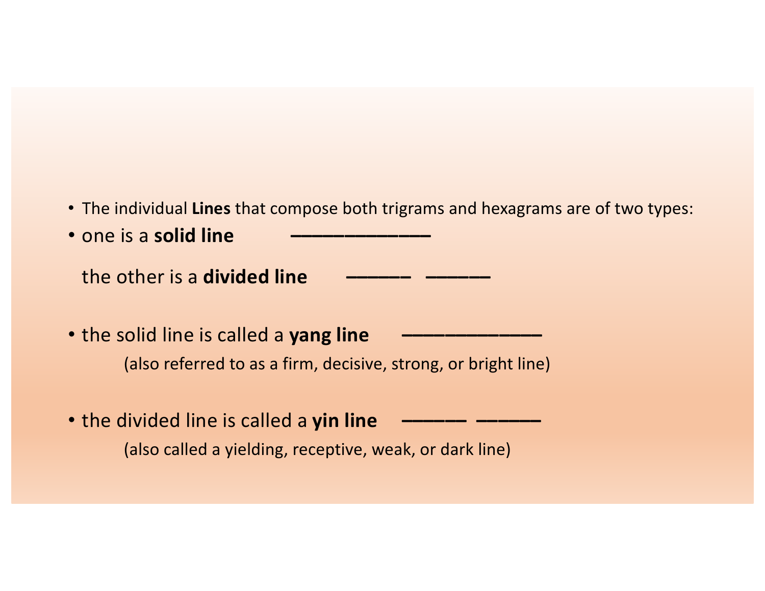- The individual **Lines** that compose both trigrams and hexagrams are of two types:
- one is a **solid line** ————————

  the other is a **divided line** ——— ———

- the solid line is called a **yang line** ————————

  (also referred to as a firm, decisive, strong, or bright line)

- the divided line is called a **yin line** ——— ———

  (also called a yielding, receptive, weak, or dark line)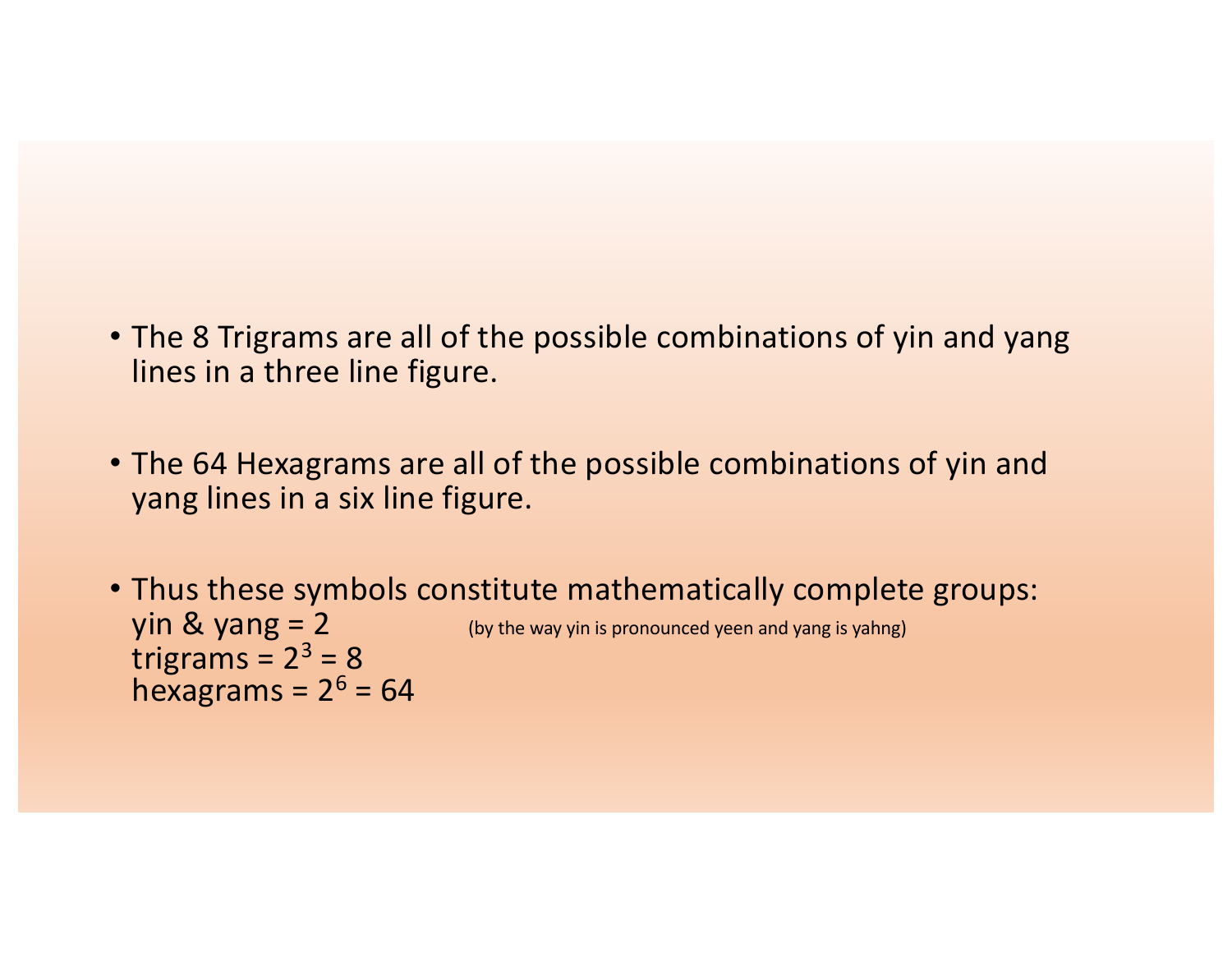- The 8 Trigrams are all of the possible combinations of yin and yang lines in a three line figure.

- The 64 Hexagrams are all of the possible combinations of yin and yang lines in a six line figure.

- Thus these symbols constitute mathematically complete groups:
  yin & yang = 2 (by the way yin is pronounced yeen and yang is yahng)
  trigrams = $2^3$ = 8
  hexagrams = $2^6$ = 64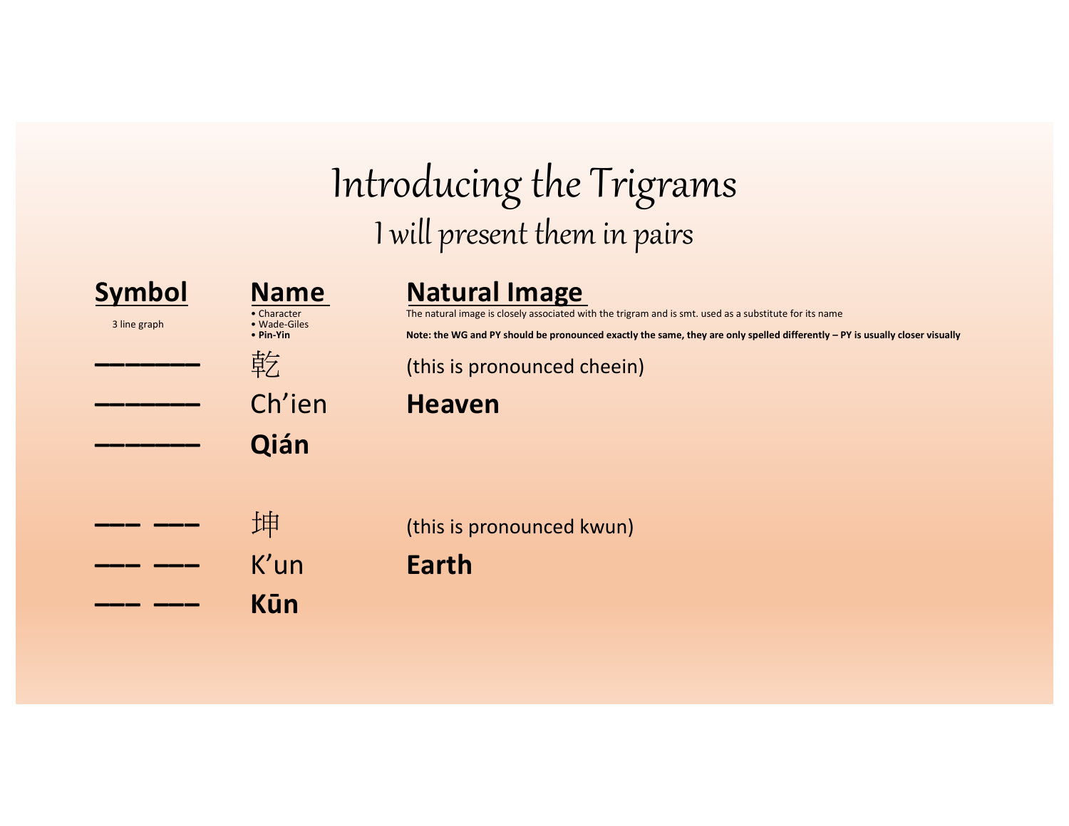# Introducing the Trigrams

## I will present them in pairs

| **Symbol** | **Name** | **Natural Image** |
|---|---|---|
| 3 line graph | • Character<br>• Wade-Giles<br>• **Pin-Yin** | The natural image is closely associated with the trigram and is smt. used as a substitute for its name<br>**Note: the WG and PY should be pronounced exactly the same, they are only spelled differently – PY is usually closer visually** |
| ——— | 乾 | (this is pronounced cheein) |
| ——— | Ch'ien | **Heaven** |
| ——— | **Qián** | |
| —— —— | 坤 | (this is pronounced kwun) |
| —— —— | K'un | **Earth** |
| —— —— | **Kūn** | |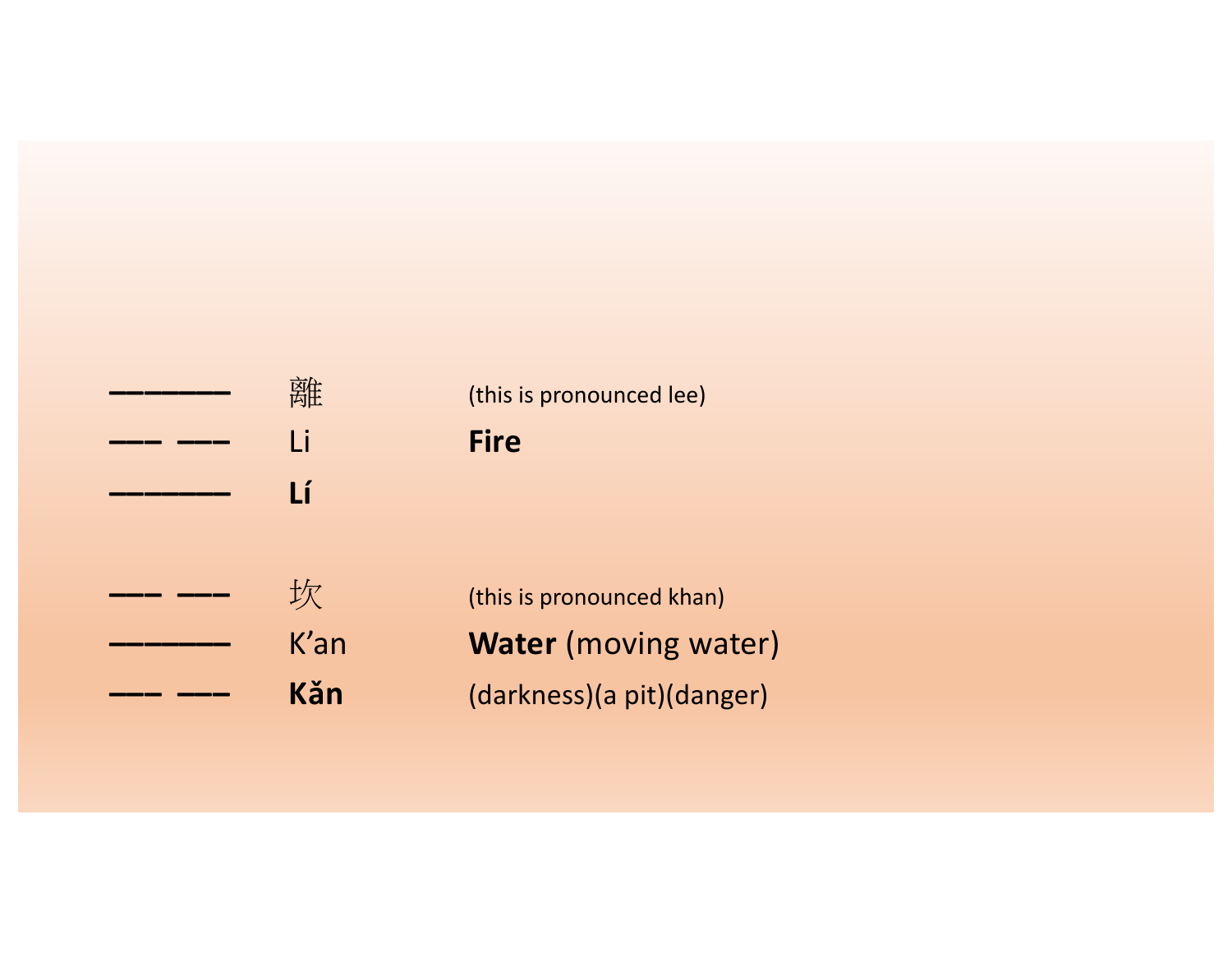| | | |
|---|---|---|
| ——————— | 離 | (this is pronounced lee) |
| —— —— | Li | **Fire** |
| ——————— | **Lí** | |
| | | |
| —— —— | 坎 | (this is pronounced khan) |
| ——————— | K'an | **Water** (moving water) |
| —— —— | **Kǎn** | (darkness)(a pit)(danger) |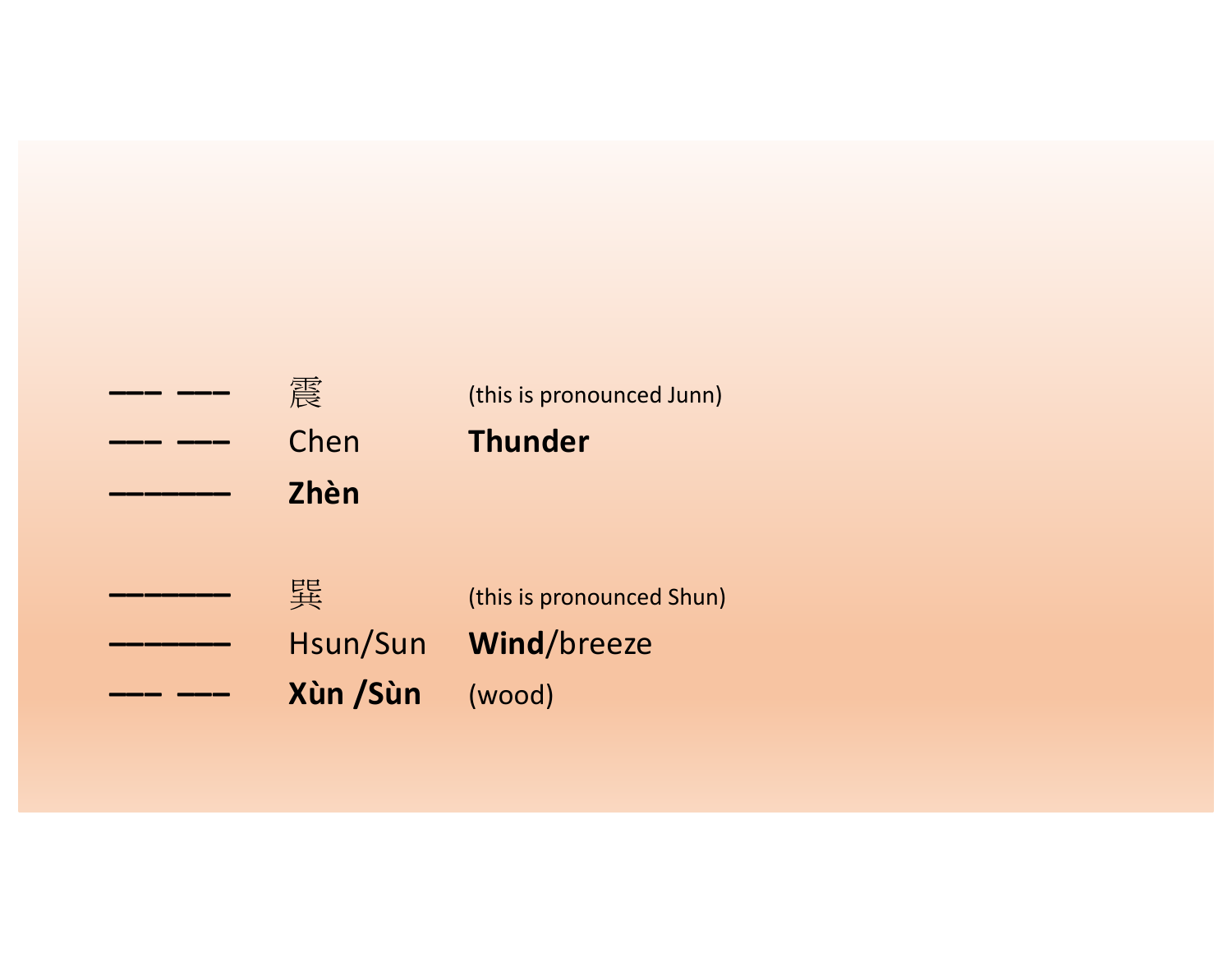| | | |
|---|---|---|
| ⚋ | 震 | (this is pronounced Junn) |
| ⚋ | Chen | **Thunder** |
| ⚊ | **Zhèn** | |

| | | |
|---|---|---|
| ⚊ | 巽 | (this is pronounced Shun) |
| ⚊ | Hsun/Sun | **Wind**/breeze |
| ⚋ | **Xùn /Sùn** | (wood) |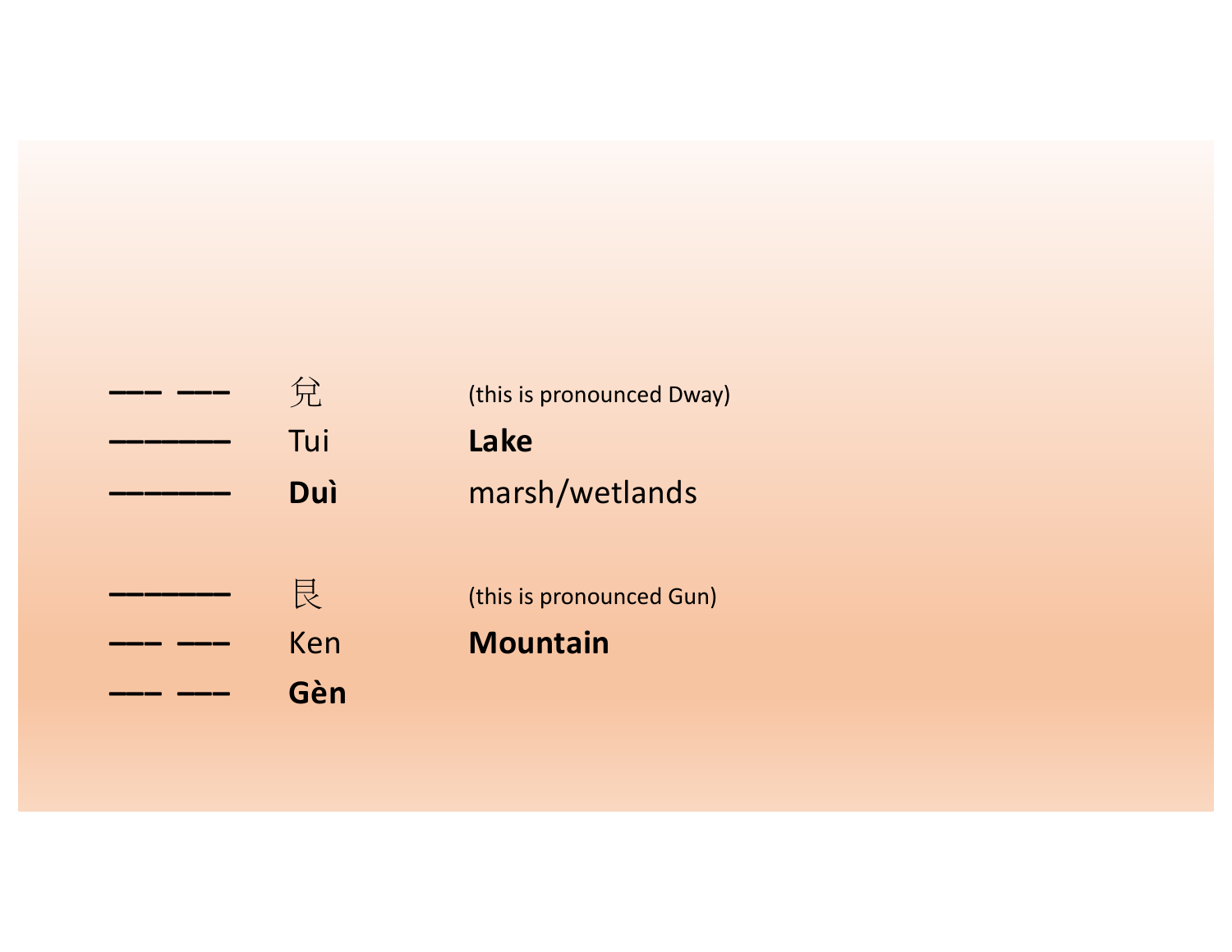| | | |
|---|---|---|
| ── ── | 兌 | (this is pronounced Dway) |
| ────── | Tui | **Lake** |
| ────── | **Duì** | marsh/wetlands |

| | | |
|---|---|---|
| ────── | 艮 | (this is pronounced Gun) |
| ── ── | Ken | **Mountain** |
| ── ── | **Gèn** | |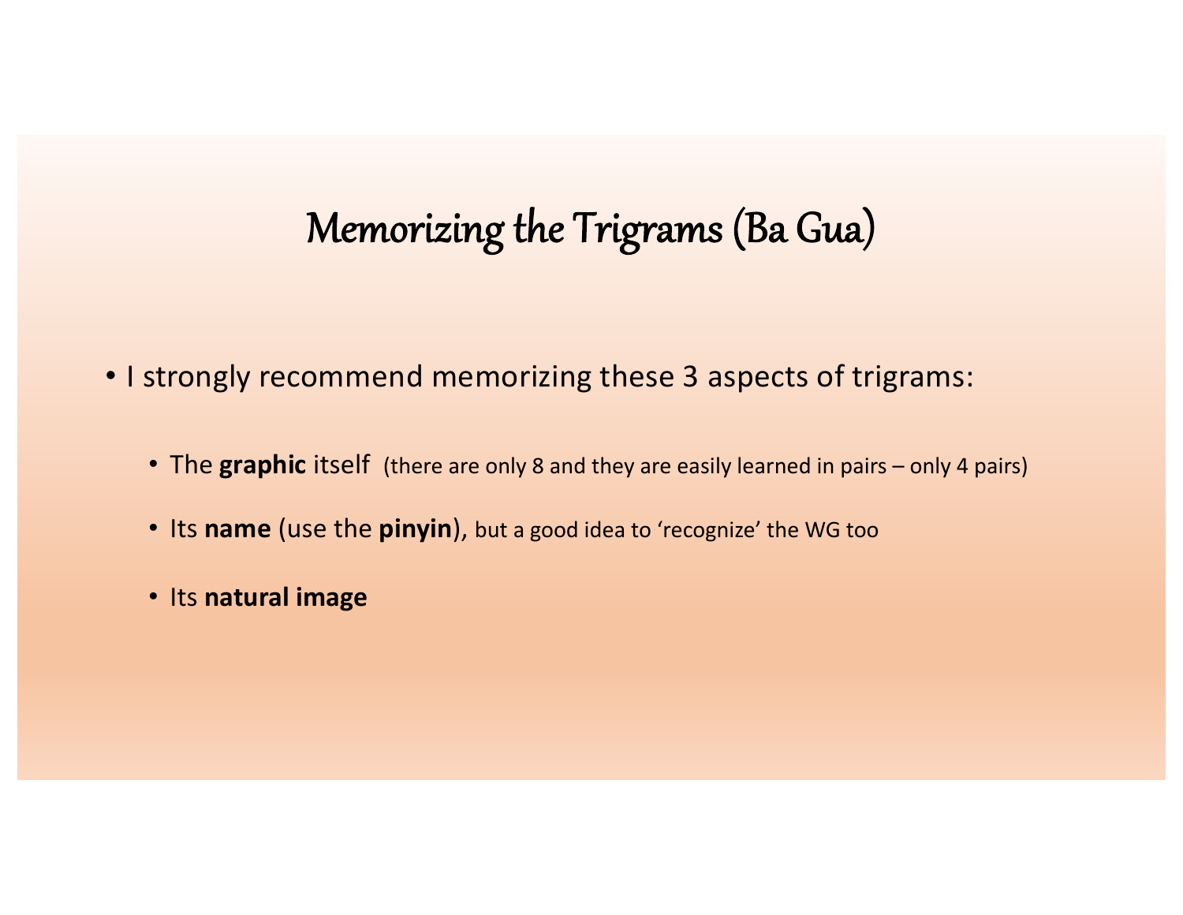# Memorizing the Trigrams (Ba Gua)

- I strongly recommend memorizing these 3 aspects of trigrams:
  - The **graphic** itself (there are only 8 and they are easily learned in pairs – only 4 pairs)
  - Its **name** (use the **pinyin**), but a good idea to 'recognize' the WG too
  - Its **natural image**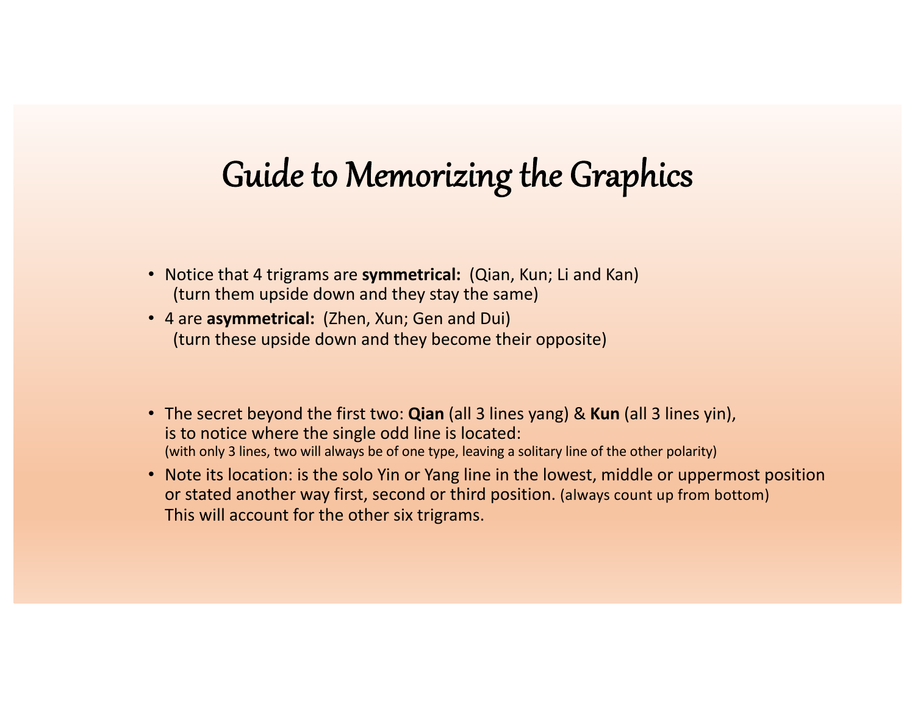# Guide to Memorizing the Graphics

- Notice that 4 trigrams are **symmetrical:** (Qian, Kun; Li and Kan)
  (turn them upside down and they stay the same)
- 4 are **asymmetrical:** (Zhen, Xun; Gen and Dui)
  (turn these upside down and they become their opposite)

- The secret beyond the first two: **Qian** (all 3 lines yang) & **Kun** (all 3 lines yin), is to notice where the single odd line is located:
  (with only 3 lines, two will always be of one type, leaving a solitary line of the other polarity)
- Note its location: is the solo Yin or Yang line in the lowest, middle or uppermost position or stated another way first, second or third position. (always count up from bottom)
  This will account for the other six trigrams.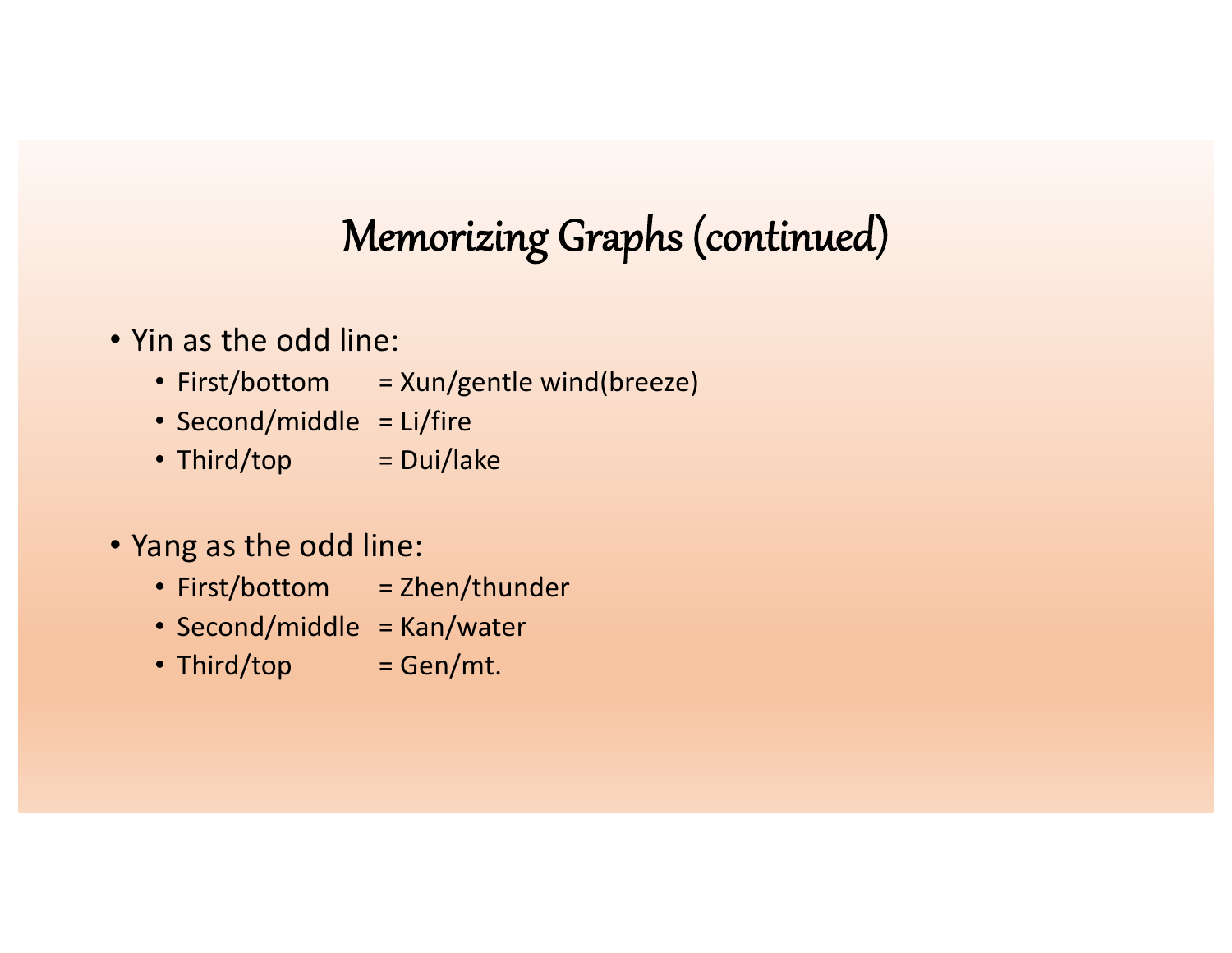# Memorizing Graphs (continued)

- Yin as the odd line:
  - First/bottom = Xun/gentle wind(breeze)
  - Second/middle = Li/fire
  - Third/top = Dui/lake

- Yang as the odd line:
  - First/bottom = Zhen/thunder
  - Second/middle = Kan/water
  - Third/top = Gen/mt.